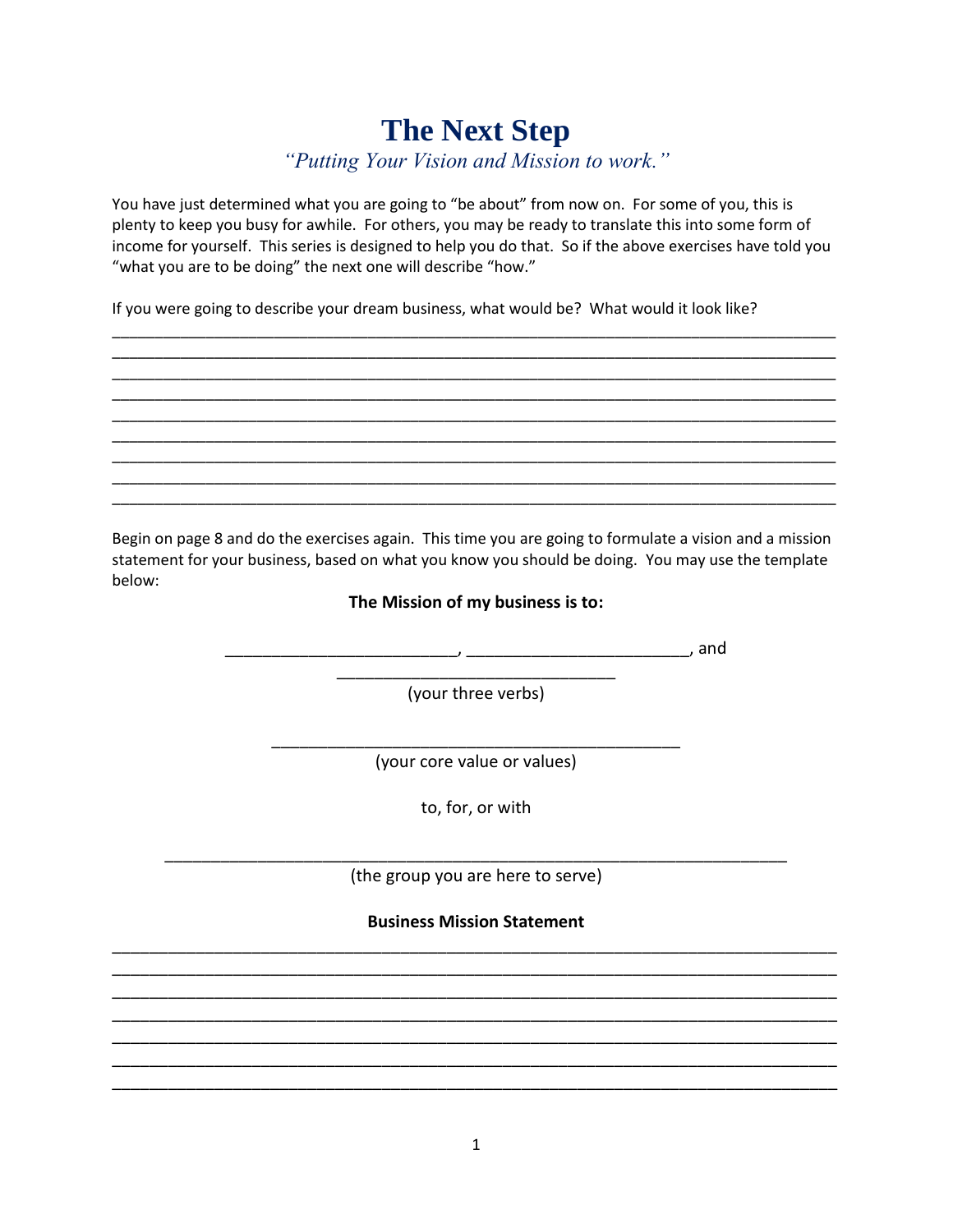# The Next Step

*"Putting Your Vision and Mission to work."*

You have just determined what you are going to "be about" from now on. For some of you, this is plenty to keep you busy for awhile. For others, you may be ready to translate this into some form of income for yourself. This series is designed to help you do that. So if the above exercises have told you "what you are to be doing" the next one will describe "how."

If you were going to describe your dream business, what would be? What would it look like?

_______________________________________________________________________________
_______________________________________________________________________________
_______________________________________________________________________________
_______________________________________________________________________________
_______________________________________________________________________________
_______________________________________________________________________________
_______________________________________________________________________________
_______________________________________________________________________________
_______________________________________________________________________________

Begin on page 8 and do the exercises again. This time you are going to formulate a vision and a mission statement for your business, based on what you know you should be doing. You may use the template below:

**The Mission of my business is to:**

_________________________, ________________________, and
______________________________
(your three verbs)

_____________________________________________
(your core value or values)

to, for, or with

_____________________________________________________________________
(the group you are here to serve)

**Business Mission Statement**

_______________________________________________________________________________
_______________________________________________________________________________
_______________________________________________________________________________
_______________________________________________________________________________
_______________________________________________________________________________
_______________________________________________________________________________
_______________________________________________________________________________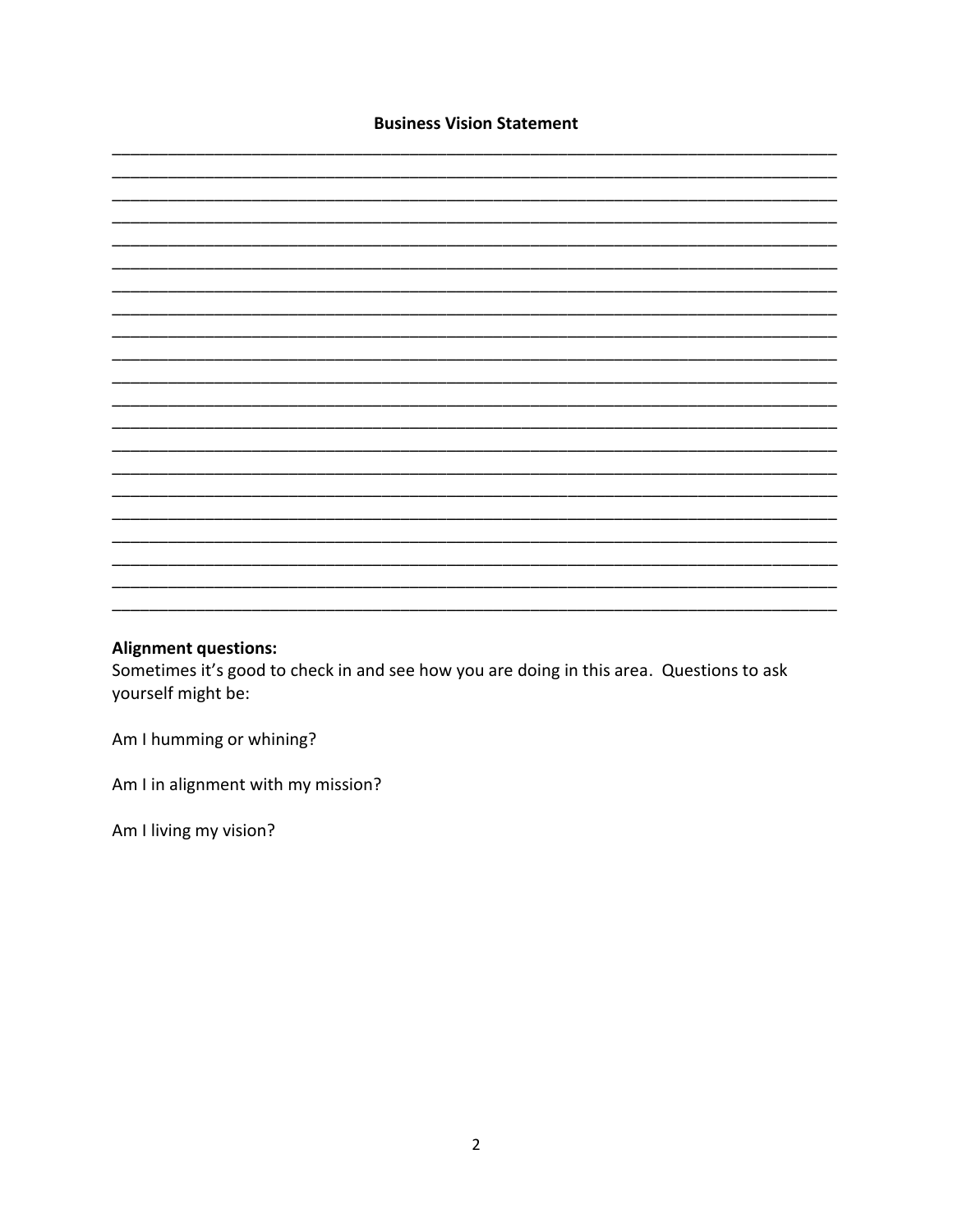**Business Vision Statement**

______________________________________________________________________________
______________________________________________________________________________
______________________________________________________________________________
______________________________________________________________________________
______________________________________________________________________________
______________________________________________________________________________
______________________________________________________________________________
______________________________________________________________________________
______________________________________________________________________________
______________________________________________________________________________
______________________________________________________________________________
______________________________________________________________________________
______________________________________________________________________________
______________________________________________________________________________
______________________________________________________________________________
______________________________________________________________________________
______________________________________________________________________________
______________________________________________________________________________
______________________________________________________________________________
______________________________________________________________________________
______________________________________________________________________________

**Alignment questions:**
Sometimes it's good to check in and see how you are doing in this area. Questions to ask yourself might be:

Am I humming or whining?

Am I in alignment with my mission?

Am I living my vision?